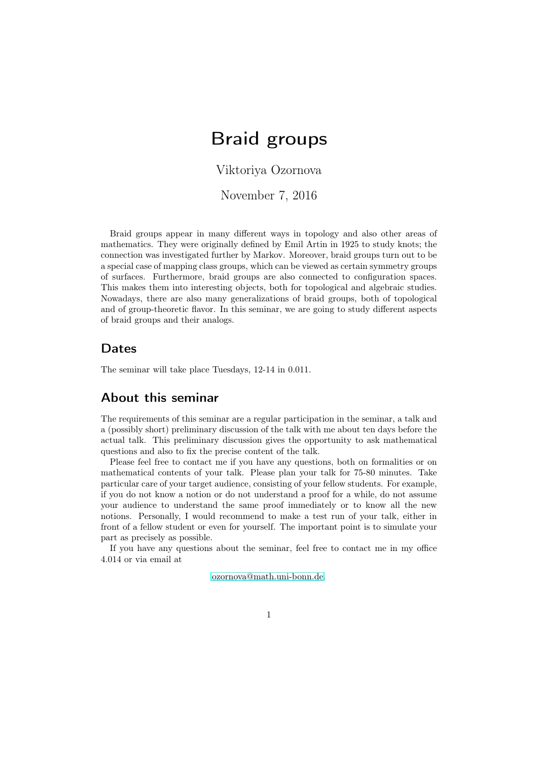# Braid groups

Viktoriya Ozornova

November 7, 2016

Braid groups appear in many different ways in topology and also other areas of mathematics. They were originally defined by Emil Artin in 1925 to study knots; the connection was investigated further by Markov. Moreover, braid groups turn out to be a special case of mapping class groups, which can be viewed as certain symmetry groups of surfaces. Furthermore, braid groups are also connected to configuration spaces. This makes them into interesting objects, both for topological and algebraic studies. Nowadays, there are also many generalizations of braid groups, both of topological and of group-theoretic flavor. In this seminar, we are going to study different aspects of braid groups and their analogs.

## Dates

The seminar will take place Tuesdays, 12-14 in 0.011.

## About this seminar

The requirements of this seminar are a regular participation in the seminar, a talk and a (possibly short) preliminary discussion of the talk with me about ten days before the actual talk. This preliminary discussion gives the opportunity to ask mathematical questions and also to fix the precise content of the talk.

Please feel free to contact me if you have any questions, both on formalities or on mathematical contents of your talk. Please plan your talk for 75-80 minutes. Take particular care of your target audience, consisting of your fellow students. For example, if you do not know a notion or do not understand a proof for a while, do not assume your audience to understand the same proof immediately or to know all the new notions. Personally, I would recommend to make a test run of your talk, either in front of a fellow student or even for yourself. The important point is to simulate your part as precisely as possible.

If you have any questions about the seminar, feel free to contact me in my office 4.014 or via email at

ozornova@math.uni-bonn.de.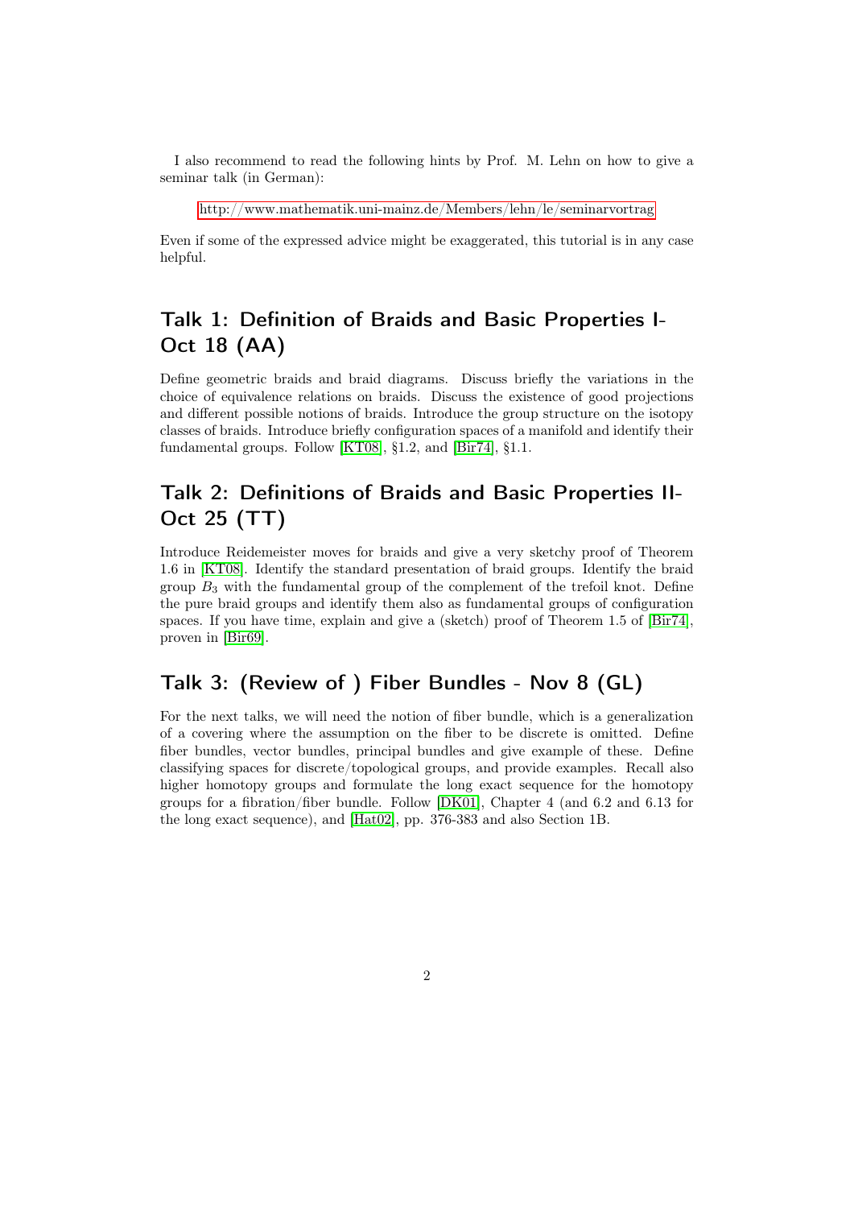I also recommend to read the following hints by Prof. M. Lehn on how to give a seminar talk (in German):

http://www.mathematik.uni-mainz.de/Members/lehn/le/seminarvortrag

Even if some of the expressed advice might be exaggerated, this tutorial is in any case helpful.

## Talk 1: Definition of Braids and Basic Properties I- Oct 18 (AA)

Define geometric braids and braid diagrams. Discuss briefly the variations in the choice of equivalence relations on braids. Discuss the existence of good projections and different possible notions of braids. Introduce the group structure on the isotopy classes of braids. Introduce briefly configuration spaces of a manifold and identify their fundamental groups. Follow [KT08], §1.2, and [Bir74], §1.1.

## Talk 2: Definitions of Braids and Basic Properties II- Oct 25 (TT)

Introduce Reidemeister moves for braids and give a very sketchy proof of Theorem 1.6 in [KT08]. Identify the standard presentation of braid groups. Identify the braid group $B_3$ with the fundamental group of the complement of the trefoil knot. Define the pure braid groups and identify them also as fundamental groups of configuration spaces. If you have time, explain and give a (sketch) proof of Theorem 1.5 of [Bir74], proven in [Bir69].

## Talk 3: (Review of ) Fiber Bundles - Nov 8 (GL)

For the next talks, we will need the notion of fiber bundle, which is a generalization of a covering where the assumption on the fiber to be discrete is omitted. Define fiber bundles, vector bundles, principal bundles and give example of these. Define classifying spaces for discrete/topological groups, and provide examples. Recall also higher homotopy groups and formulate the long exact sequence for the homotopy groups for a fibration/fiber bundle. Follow [DK01], Chapter 4 (and 6.2 and 6.13 for the long exact sequence), and [Hat02], pp. 376-383 and also Section 1B.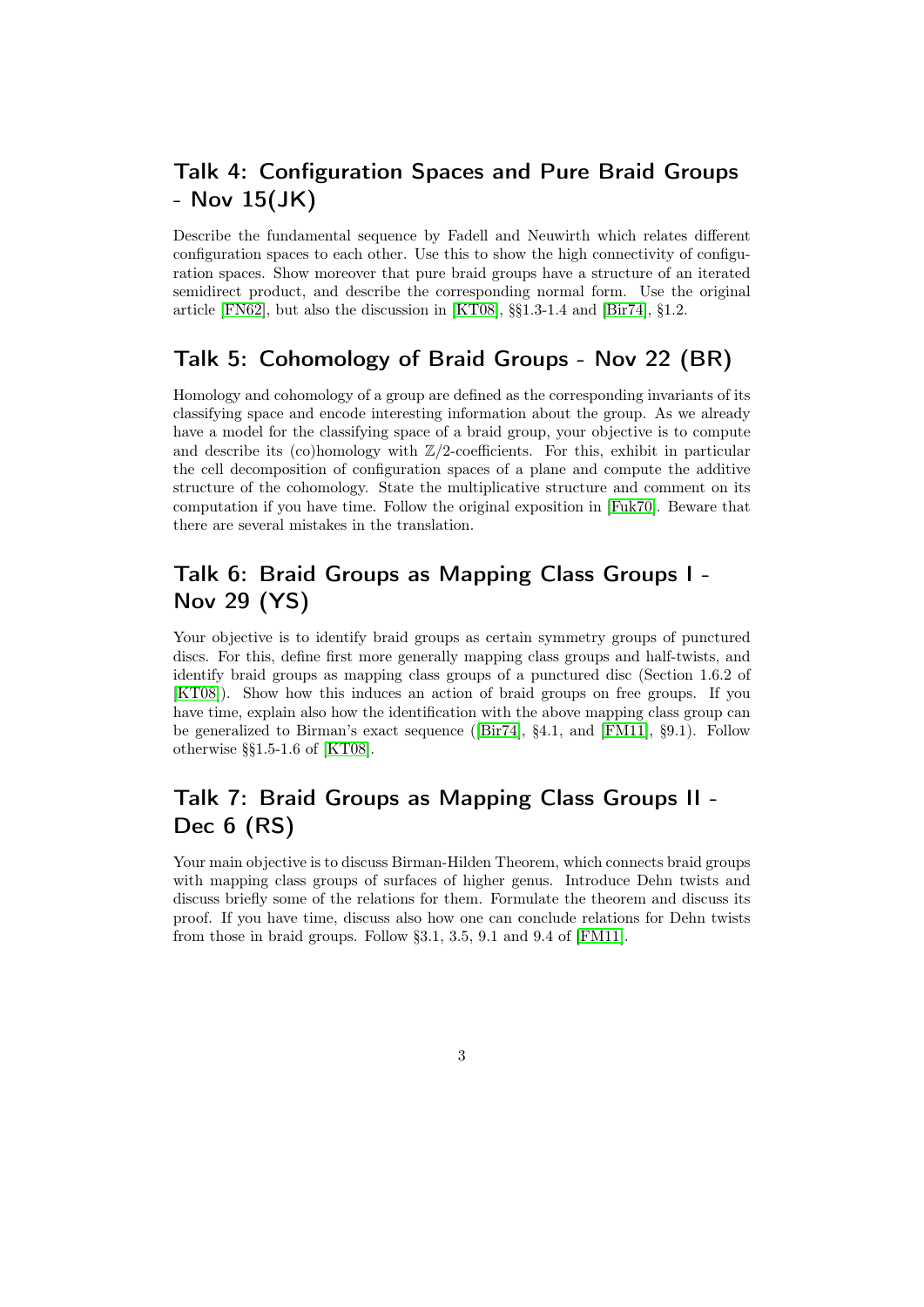## Talk 4: Configuration Spaces and Pure Braid Groups - Nov 15(JK)

Describe the fundamental sequence by Fadell and Neuwirth which relates different configuration spaces to each other. Use this to show the high connectivity of configuration spaces. Show moreover that pure braid groups have a structure of an iterated semidirect product, and describe the corresponding normal form. Use the original article [FN62], but also the discussion in [KT08], §§1.3-1.4 and [Bir74], §1.2.

## Talk 5: Cohomology of Braid Groups - Nov 22 (BR)

Homology and cohomology of a group are defined as the corresponding invariants of its classifying space and encode interesting information about the group. As we already have a model for the classifying space of a braid group, your objective is to compute and describe its (co)homology with $\mathbb{Z}/2$-coefficients. For this, exhibit in particular the cell decomposition of configuration spaces of a plane and compute the additive structure of the cohomology. State the multiplicative structure and comment on its computation if you have time. Follow the original exposition in [Fuk70]. Beware that there are several mistakes in the translation.

## Talk 6: Braid Groups as Mapping Class Groups I - Nov 29 (YS)

Your objective is to identify braid groups as certain symmetry groups of punctured discs. For this, define first more generally mapping class groups and half-twists, and identify braid groups as mapping class groups of a punctured disc (Section 1.6.2 of [KT08]). Show how this induces an action of braid groups on free groups. If you have time, explain also how the identification with the above mapping class group can be generalized to Birman's exact sequence ([Bir74], §4.1, and [FM11], §9.1). Follow otherwise §§1.5-1.6 of [KT08].

## Talk 7: Braid Groups as Mapping Class Groups II - Dec 6 (RS)

Your main objective is to discuss Birman-Hilden Theorem, which connects braid groups with mapping class groups of surfaces of higher genus. Introduce Dehn twists and discuss briefly some of the relations for them. Formulate the theorem and discuss its proof. If you have time, discuss also how one can conclude relations for Dehn twists from those in braid groups. Follow §3.1, 3.5, 9.1 and 9.4 of [FM11].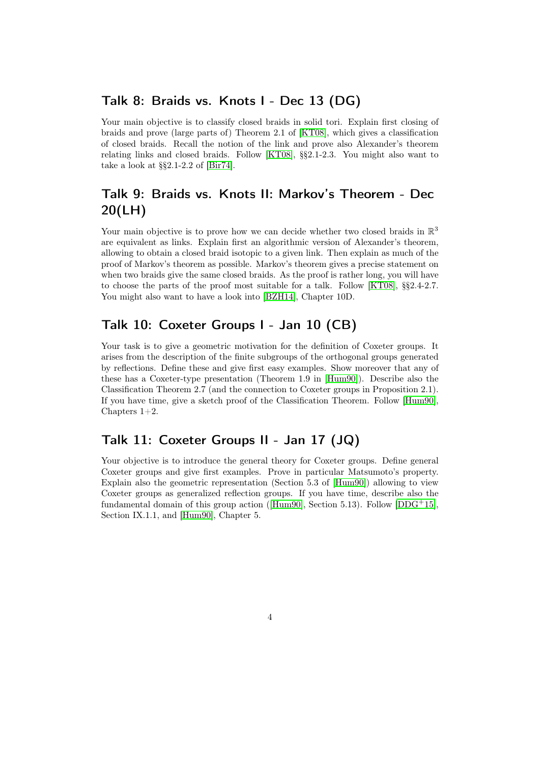## Talk 8: Braids vs. Knots I - Dec 13 (DG)

Your main objective is to classify closed braids in solid tori. Explain first closing of braids and prove (large parts of) Theorem 2.1 of [KT08], which gives a classification of closed braids. Recall the notion of the link and prove also Alexander's theorem relating links and closed braids. Follow [KT08], §§2.1-2.3. You might also want to take a look at §§2.1-2.2 of [Bir74].

## Talk 9: Braids vs. Knots II: Markov's Theorem - Dec 20(LH)

Your main objective is to prove how we can decide whether two closed braids in $\mathbb{R}^3$ are equivalent as links. Explain first an algorithmic version of Alexander's theorem, allowing to obtain a closed braid isotopic to a given link. Then explain as much of the proof of Markov's theorem as possible. Markov's theorem gives a precise statement on when two braids give the same closed braids. As the proof is rather long, you will have to choose the parts of the proof most suitable for a talk. Follow [KT08], §§2.4-2.7. You might also want to have a look into [BZH14], Chapter 10D.

## Talk 10: Coxeter Groups I - Jan 10 (CB)

Your task is to give a geometric motivation for the definition of Coxeter groups. It arises from the description of the finite subgroups of the orthogonal groups generated by reflections. Define these and give first easy examples. Show moreover that any of these has a Coxeter-type presentation (Theorem 1.9 in [Hum90]). Describe also the Classification Theorem 2.7 (and the connection to Coxeter groups in Proposition 2.1). If you have time, give a sketch proof of the Classification Theorem. Follow [Hum90], Chapters 1+2.

## Talk 11: Coxeter Groups II - Jan 17 (JQ)

Your objective is to introduce the general theory for Coxeter groups. Define general Coxeter groups and give first examples. Prove in particular Matsumoto's property. Explain also the geometric representation (Section 5.3 of [Hum90]) allowing to view Coxeter groups as generalized reflection groups. If you have time, describe also the fundamental domain of this group action ([Hum90], Section 5.13). Follow [DDG+15], Section IX.1.1, and [Hum90], Chapter 5.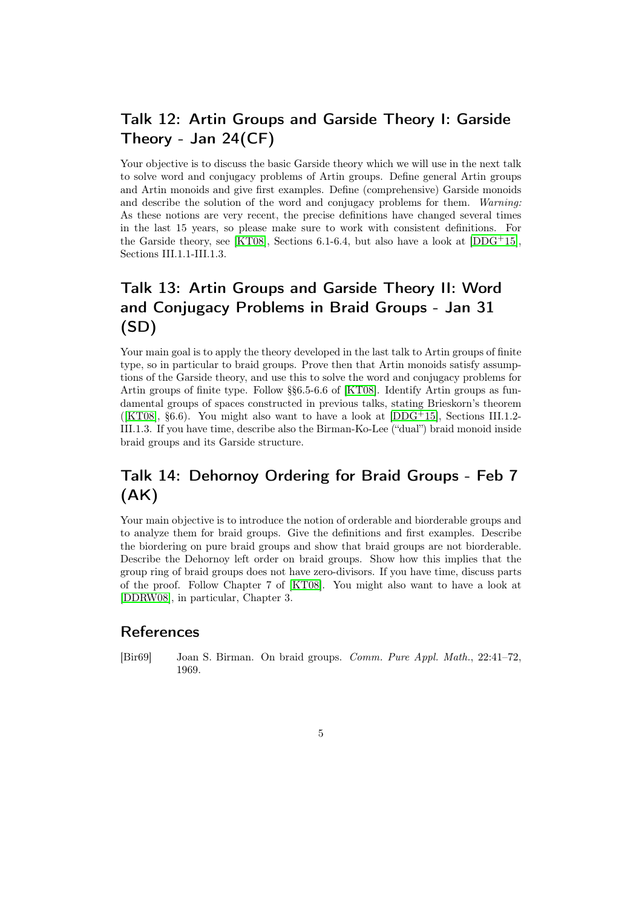## Talk 12: Artin Groups and Garside Theory I: Garside Theory - Jan 24(CF)

Your objective is to discuss the basic Garside theory which we will use in the next talk to solve word and conjugacy problems of Artin groups. Define general Artin groups and Artin monoids and give first examples. Define (comprehensive) Garside monoids and describe the solution of the word and conjugacy problems for them. *Warning:* As these notions are very recent, the precise definitions have changed several times in the last 15 years, so please make sure to work with consistent definitions. For the Garside theory, see [KT08], Sections 6.1-6.4, but also have a look at [DDG+15], Sections III.1.1-III.1.3.

## Talk 13: Artin Groups and Garside Theory II: Word and Conjugacy Problems in Braid Groups - Jan 31 (SD)

Your main goal is to apply the theory developed in the last talk to Artin groups of finite type, so in particular to braid groups. Prove then that Artin monoids satisfy assumptions of the Garside theory, and use this to solve the word and conjugacy problems for Artin groups of finite type. Follow §§6.5-6.6 of [KT08]. Identify Artin groups as fundamental groups of spaces constructed in previous talks, stating Brieskorn's theorem ([KT08], §6.6). You might also want to have a look at [DDG+15], Sections III.1.2-III.1.3. If you have time, describe also the Birman-Ko-Lee ("dual") braid monoid inside braid groups and its Garside structure.

## Talk 14: Dehornoy Ordering for Braid Groups - Feb 7 (AK)

Your main objective is to introduce the notion of orderable and biorderable groups and to analyze them for braid groups. Give the definitions and first examples. Describe the biordering on pure braid groups and show that braid groups are not biorderable. Describe the Dehornoy left order on braid groups. Show how this implies that the group ring of braid groups does not have zero-divisors. If you have time, discuss parts of the proof. Follow Chapter 7 of [KT08]. You might also want to have a look at [DDRW08], in particular, Chapter 3.

## References

[Bir69] Joan S. Birman. On braid groups. *Comm. Pure Appl. Math.*, 22:41–72, 1969.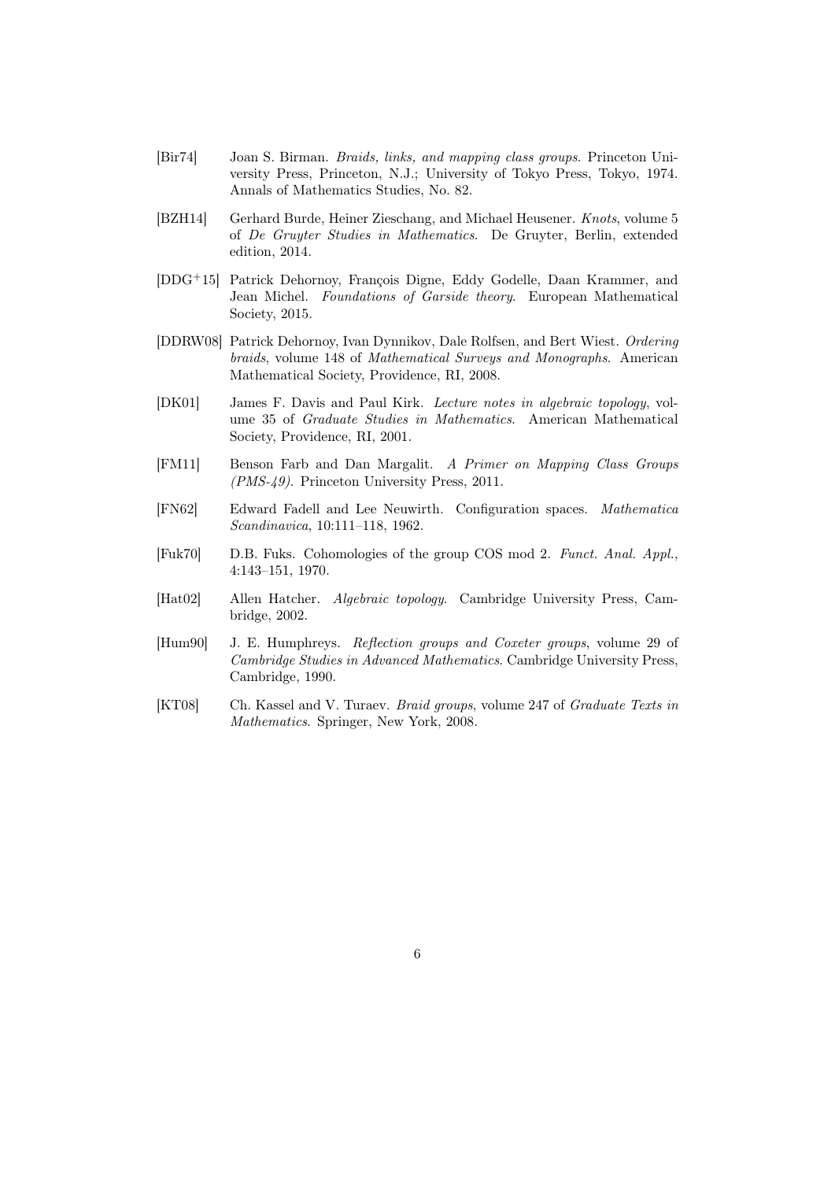[Bir74] Joan S. Birman. *Braids, links, and mapping class groups*. Princeton University Press, Princeton, N.J.; University of Tokyo Press, Tokyo, 1974. Annals of Mathematics Studies, No. 82.

[BZH14] Gerhard Burde, Heiner Zieschang, and Michael Heusener. *Knots*, volume 5 of *De Gruyter Studies in Mathematics*. De Gruyter, Berlin, extended edition, 2014.

[DDG+15] Patrick Dehornoy, François Digne, Eddy Godelle, Daan Krammer, and Jean Michel. *Foundations of Garside theory*. European Mathematical Society, 2015.

[DDRW08] Patrick Dehornoy, Ivan Dynnikov, Dale Rolfsen, and Bert Wiest. *Ordering braids*, volume 148 of *Mathematical Surveys and Monographs*. American Mathematical Society, Providence, RI, 2008.

[DK01] James F. Davis and Paul Kirk. *Lecture notes in algebraic topology*, volume 35 of *Graduate Studies in Mathematics*. American Mathematical Society, Providence, RI, 2001.

[FM11] Benson Farb and Dan Margalit. *A Primer on Mapping Class Groups (PMS-49)*. Princeton University Press, 2011.

[FN62] Edward Fadell and Lee Neuwirth. Configuration spaces. *Mathematica Scandinavica*, 10:111–118, 1962.

[Fuk70] D.B. Fuks. Cohomologies of the group COS mod 2. *Funct. Anal. Appl.*, 4:143–151, 1970.

[Hat02] Allen Hatcher. *Algebraic topology*. Cambridge University Press, Cambridge, 2002.

[Hum90] J. E. Humphreys. *Reflection groups and Coxeter groups*, volume 29 of *Cambridge Studies in Advanced Mathematics*. Cambridge University Press, Cambridge, 1990.

[KT08] Ch. Kassel and V. Turaev. *Braid groups*, volume 247 of *Graduate Texts in Mathematics*. Springer, New York, 2008.